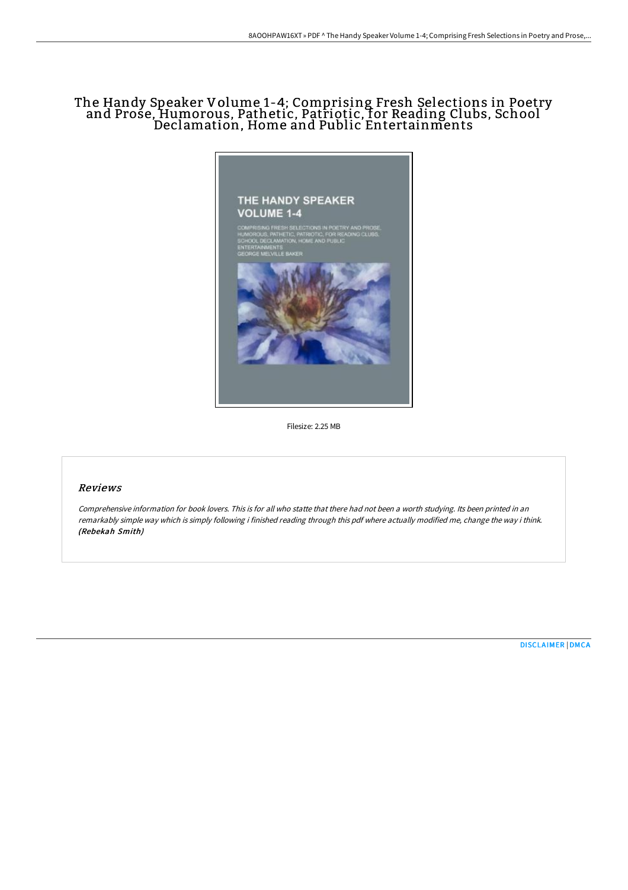# The Handy Speaker Volume 1-4; Comprising Fresh Selections in Poetry and Prose, Humorous, Pathetic, Patriotic, for Reading Clubs, School Declamation, Home and Public Entertainments

Filesize: 2.25 MB

## Reviews

*Comprehensive information for book lovers. This is for all who statte that there had not been a worth studying. Its been printed in an remarkably simple way which is simply following i finished reading through this pdf where actually modified me, change the way i think.* ***(Rebekah Smith)***

DISCLAIMER | DMCA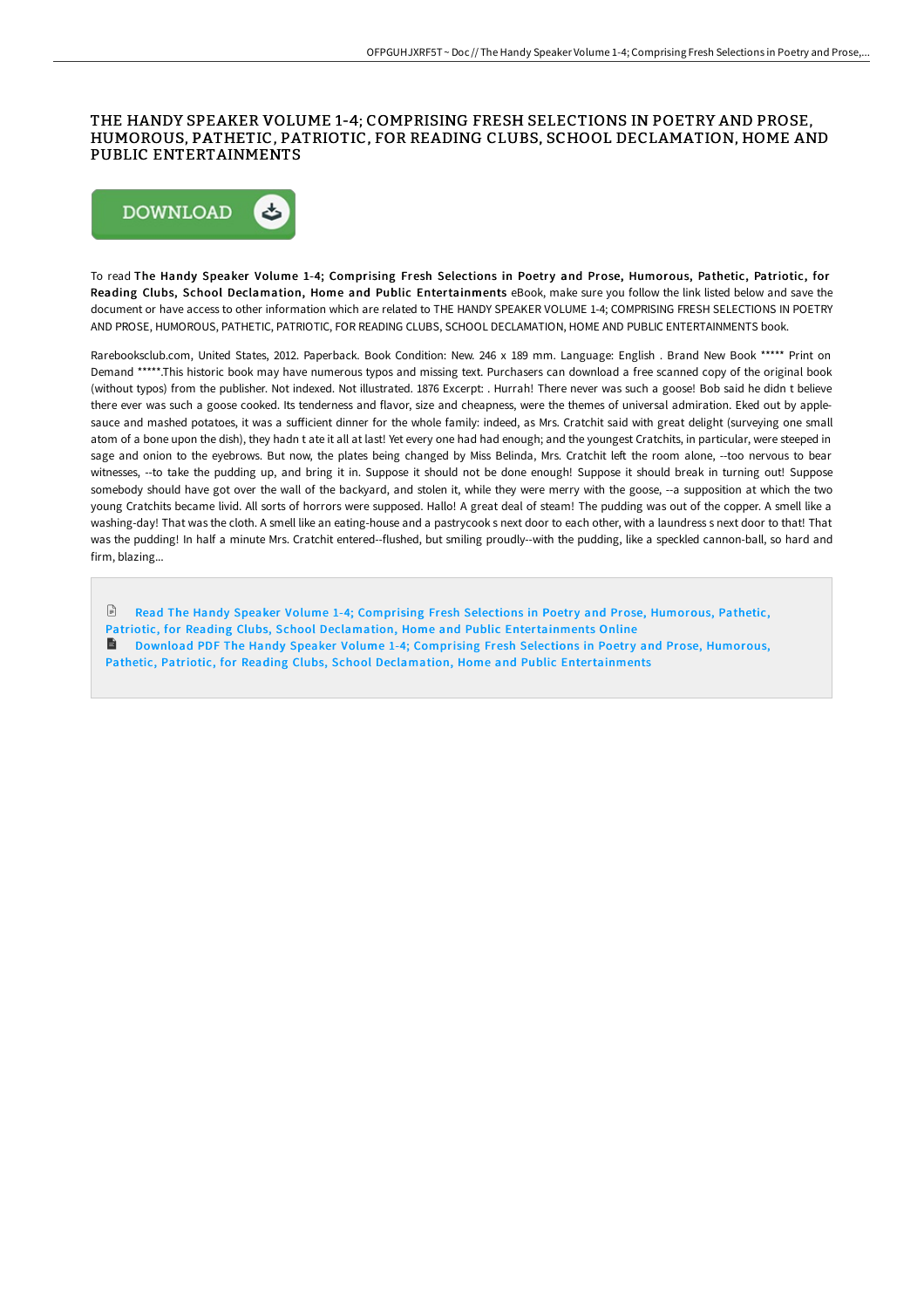# THE HANDY SPEAKER VOLUME 1-4; COMPRISING FRESH SELECTIONS IN POETRY AND PROSE, HUMOROUS, PATHETIC, PATRIOTIC, FOR READING CLUBS, SCHOOL DECLAMATION, HOME AND PUBLIC ENTERTAINMENTS

DOWNLOAD

To read **The Handy Speaker Volume 1-4; Comprising Fresh Selections in Poetry and Prose, Humorous, Pathetic, Patriotic, for Reading Clubs, School Declamation, Home and Public Entertainments** eBook, make sure you follow the link listed below and save the document or have access to other information which are related to THE HANDY SPEAKER VOLUME 1-4; COMPRISING FRESH SELECTIONS IN POETRY AND PROSE, HUMOROUS, PATHETIC, PATRIOTIC, FOR READING CLUBS, SCHOOL DECLAMATION, HOME AND PUBLIC ENTERTAINMENTS book.

Rarebooksclub.com, United States, 2012. Paperback. Book Condition: New. 246 x 189 mm. Language: English . Brand New Book ***** Print on Demand *****.This historic book may have numerous typos and missing text. Purchasers can download a free scanned copy of the original book (without typos) from the publisher. Not indexed. Not illustrated. 1876 Excerpt: . Hurrah! There never was such a goose! Bob said he didn t believe there ever was such a goose cooked. Its tenderness and flavor, size and cheapness, were the themes of universal admiration. Eked out by apple-sauce and mashed potatoes, it was a sufficient dinner for the whole family: indeed, as Mrs. Cratchit said with great delight (surveying one small atom of a bone upon the dish), they hadn t ate it all at last! Yet every one had had enough; and the youngest Cratchits, in particular, were steeped in sage and onion to the eyebrows. But now, the plates being changed by Miss Belinda, Mrs. Cratchit left the room alone, --too nervous to bear witnesses, --to take the pudding up, and bring it in. Suppose it should not be done enough! Suppose it should break in turning out! Suppose somebody should have got over the wall of the backyard, and stolen it, while they were merry with the goose, --a supposition at which the two young Cratchits became livid. All sorts of horrors were supposed. Hallo! A great deal of steam! The pudding was out of the copper. A smell like a washing-day! That was the cloth. A smell like an eating-house and a pastrycook s next door to each other, with a laundress s next door to that! That was the pudding! In half a minute Mrs. Cratchit entered--flushed, but smiling proudly--with the pudding, like a speckled cannon-ball, so hard and firm, blazing...

- Read The Handy Speaker Volume 1-4; Comprising Fresh Selections in Poetry and Prose, Humorous, Pathetic, Patriotic, for Reading Clubs, School Declamation, Home and Public Entertainments Online
- Download PDF The Handy Speaker Volume 1-4; Comprising Fresh Selections in Poetry and Prose, Humorous, Pathetic, Patriotic, for Reading Clubs, School Declamation, Home and Public Entertainments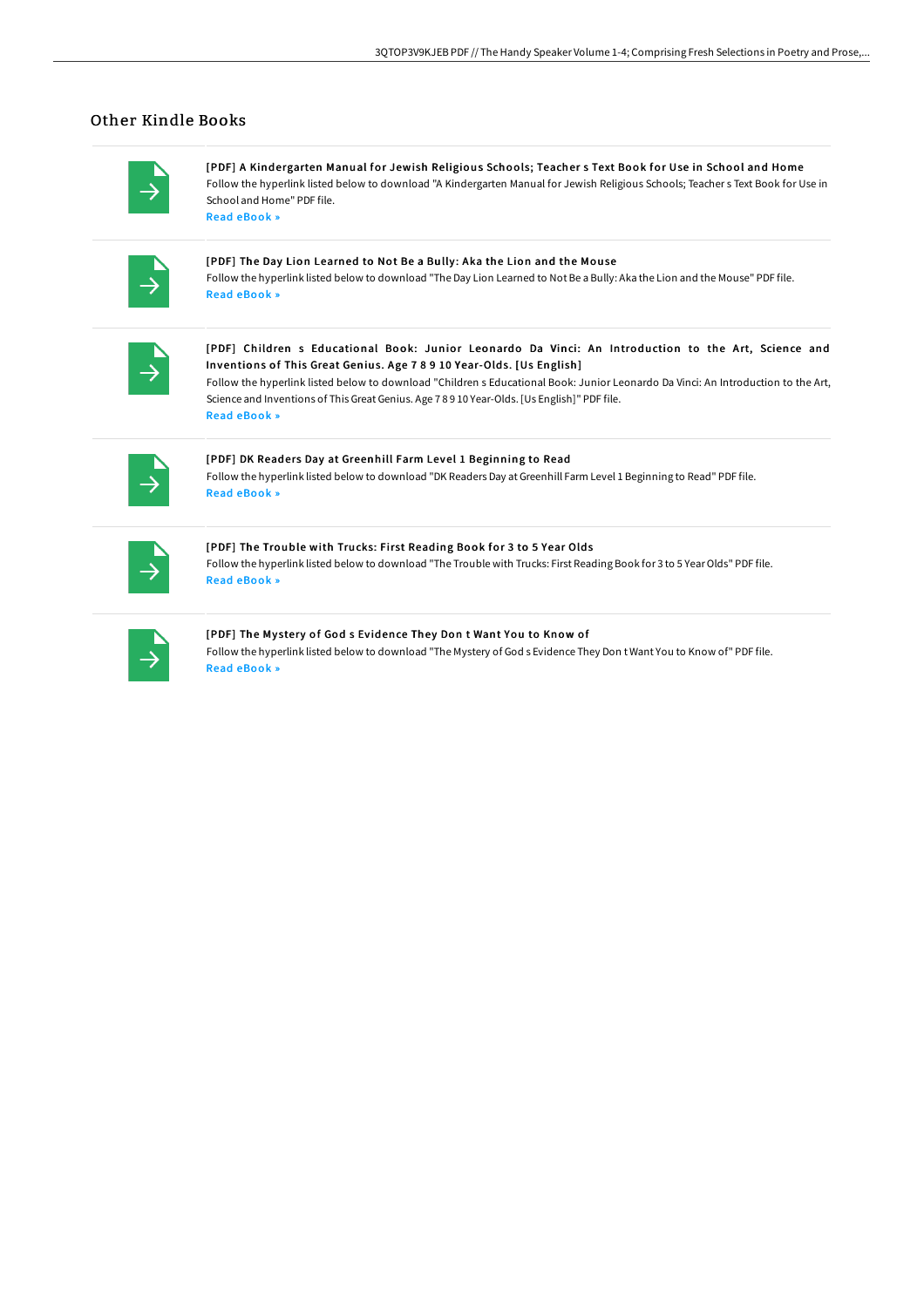## Other Kindle Books

**[PDF] A Kindergarten Manual for Jewish Religious Schools; Teacher s Text Book for Use in School and Home**
Follow the hyperlink listed below to download "A Kindergarten Manual for Jewish Religious Schools; Teacher s Text Book for Use in School and Home" PDF file.
Read eBook »

**[PDF] The Day Lion Learned to Not Be a Bully: Aka the Lion and the Mouse**
Follow the hyperlink listed below to download "The Day Lion Learned to Not Be a Bully: Aka the Lion and the Mouse" PDF file.
Read eBook »

**[PDF] Children s Educational Book: Junior Leonardo Da Vinci: An Introduction to the Art, Science and Inventions of This Great Genius. Age 7 8 9 10 Year-Olds. [Us English]**
Follow the hyperlink listed below to download "Children s Educational Book: Junior Leonardo Da Vinci: An Introduction to the Art, Science and Inventions of This Great Genius. Age 7 8 9 10 Year-Olds. [Us English]" PDF file.
Read eBook »

**[PDF] DK Readers Day at Greenhill Farm Level 1 Beginning to Read**
Follow the hyperlink listed below to download "DK Readers Day at Greenhill Farm Level 1 Beginning to Read" PDF file.
Read eBook »

**[PDF] The Trouble with Trucks: First Reading Book for 3 to 5 Year Olds**
Follow the hyperlink listed below to download "The Trouble with Trucks: First Reading Book for 3 to 5 Year Olds" PDF file.
Read eBook »

**[PDF] The Mystery of God s Evidence They Don t Want You to Know of**
Follow the hyperlink listed below to download "The Mystery of God s Evidence They Don t Want You to Know of" PDF file.
Read eBook »